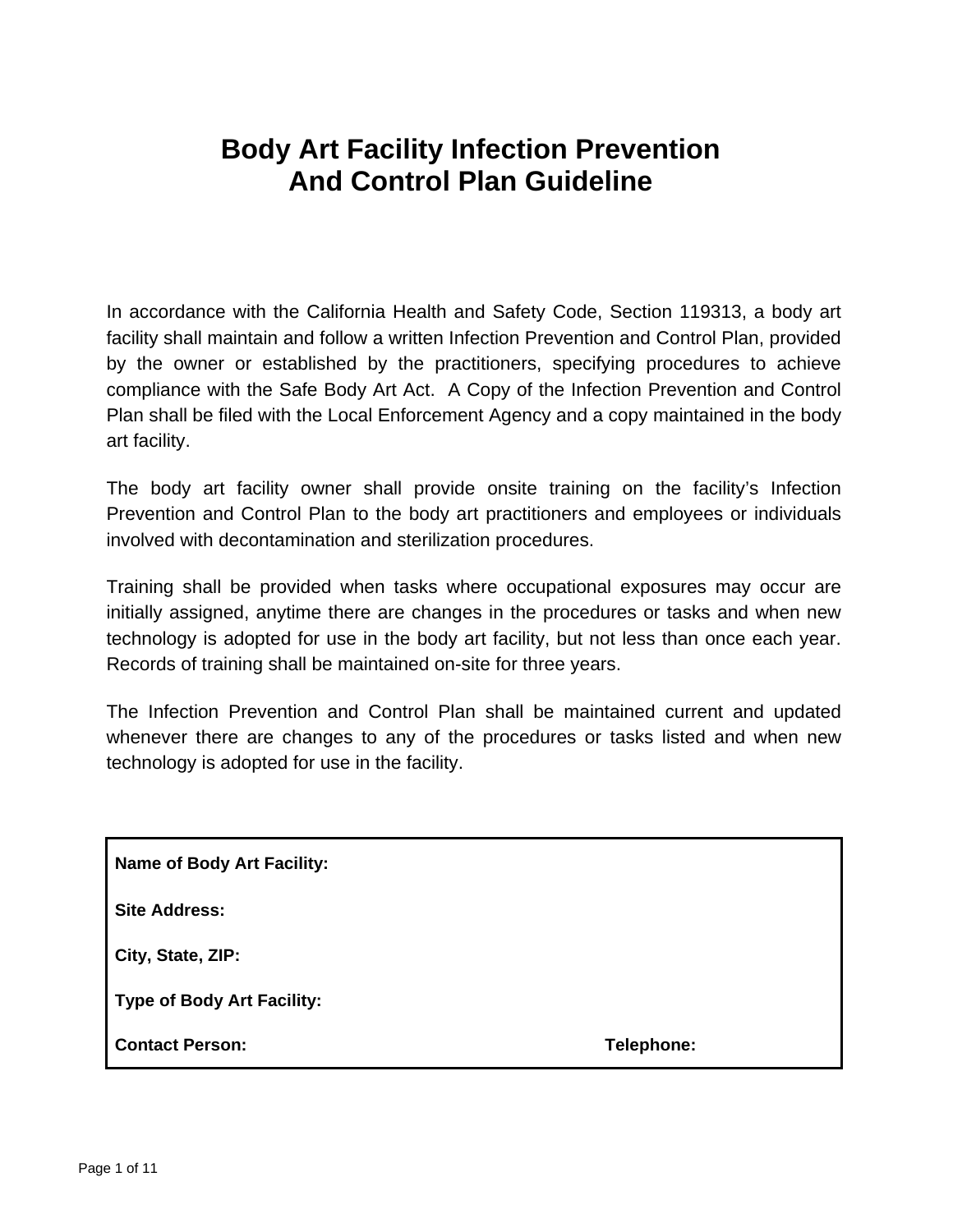# Body Art Facility Infection Prevention And Control Plan Guideline

In accordance with the California Health and Safety Code, Section 119313, a body art facility shall maintain and follow a written Infection Prevention and Control Plan, provided by the owner or established by the practitioners, specifying procedures to achieve compliance with the Safe Body Art Act. A Copy of the Infection Prevention and Control Plan shall be filed with the Local Enforcement Agency and a copy maintained in the body art facility.

The body art facility owner shall provide onsite training on the facility's Infection Prevention and Control Plan to the body art practitioners and employees or individuals involved with decontamination and sterilization procedures.

Training shall be provided when tasks where occupational exposures may occur are initially assigned, anytime there are changes in the procedures or tasks and when new technology is adopted for use in the body art facility, but not less than once each year. Records of training shall be maintained on-site for three years.

The Infection Prevention and Control Plan shall be maintained current and updated whenever there are changes to any of the procedures or tasks listed and when new technology is adopted for use in the facility.

**Name of Body Art Facility:**

**Site Address:**

**City, State, ZIP:**

**Type of Body Art Facility:**

**Contact Person:** **Telephone:**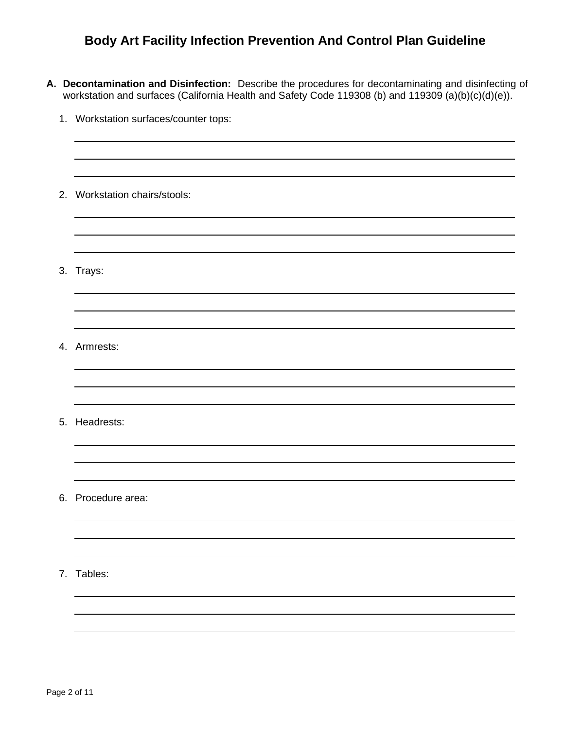# Body Art Facility Infection Prevention And Control Plan Guideline

**A. Decontamination and Disinfection:** Describe the procedures for decontaminating and disinfecting of workstation and surfaces (California Health and Safety Code 119308 (b) and 119309 (a)(b)(c)(d)(e)).

1. Workstation surfaces/counter tops:

2. Workstation chairs/stools:

3. Trays:

4. Armrests:

5. Headrests:

6. Procedure area:

7. Tables: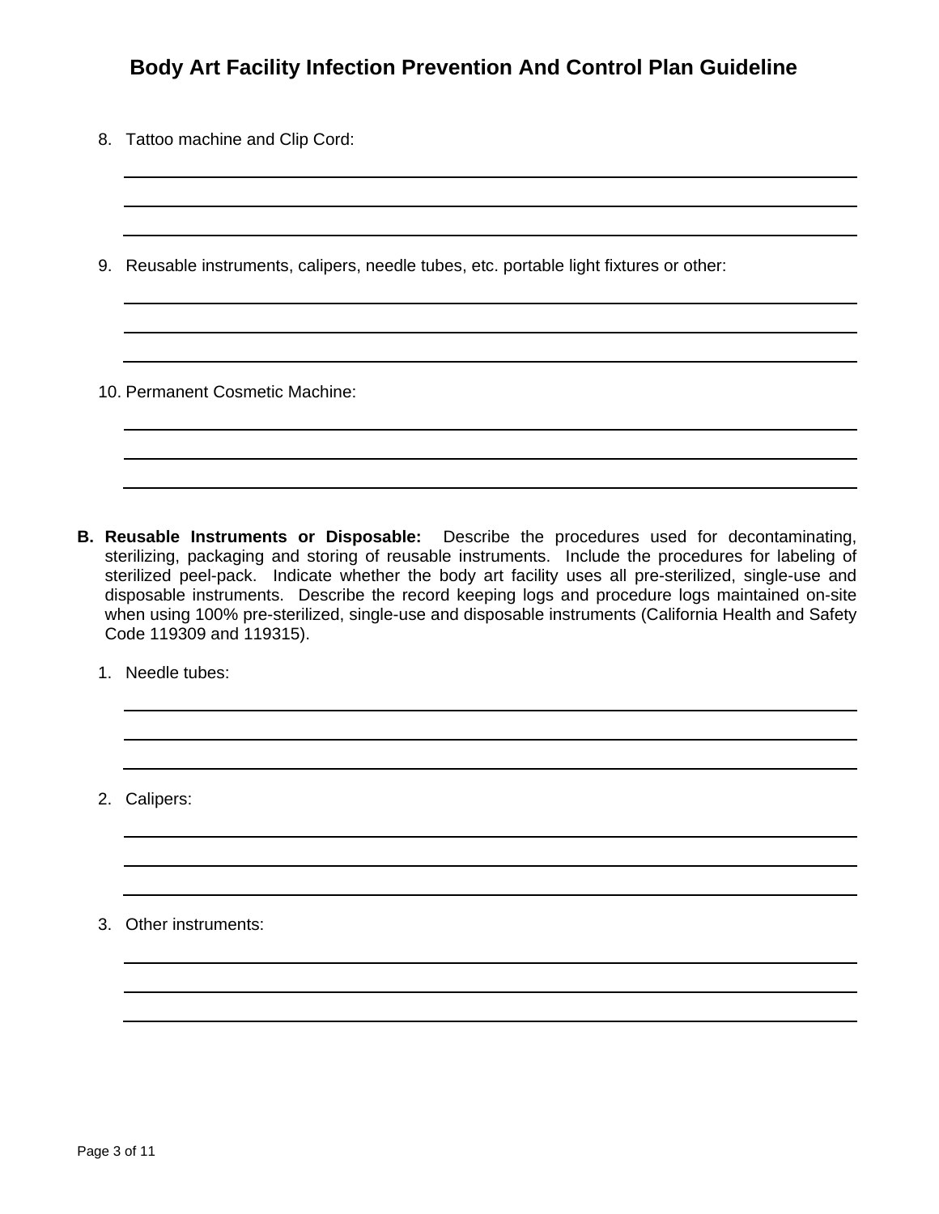# Body Art Facility Infection Prevention And Control Plan Guideline

8. Tattoo machine and Clip Cord:

______________________________________________________________________

______________________________________________________________________

______________________________________________________________________

9. Reusable instruments, calipers, needle tubes, etc. portable light fixtures or other:

______________________________________________________________________

______________________________________________________________________

______________________________________________________________________

10. Permanent Cosmetic Machine:

______________________________________________________________________

______________________________________________________________________

______________________________________________________________________

**B. Reusable Instruments or Disposable:** Describe the procedures used for decontaminating, sterilizing, packaging and storing of reusable instruments. Include the procedures for labeling of sterilized peel-pack. Indicate whether the body art facility uses all pre-sterilized, single-use and disposable instruments. Describe the record keeping logs and procedure logs maintained on-site when using 100% pre-sterilized, single-use and disposable instruments (California Health and Safety Code 119309 and 119315).

1. Needle tubes:

______________________________________________________________________

______________________________________________________________________

______________________________________________________________________

2. Calipers:

______________________________________________________________________

______________________________________________________________________

______________________________________________________________________

3. Other instruments:

______________________________________________________________________

______________________________________________________________________

______________________________________________________________________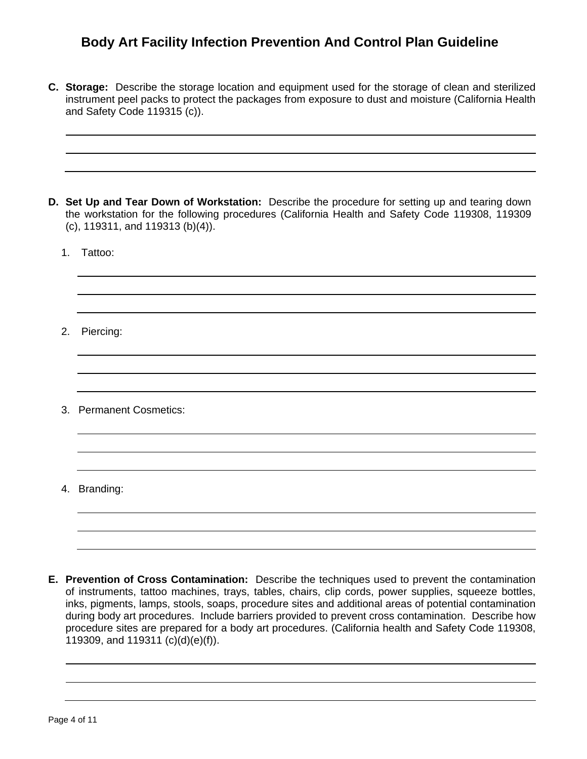# Body Art Facility Infection Prevention And Control Plan Guideline

**C. Storage:** Describe the storage location and equipment used for the storage of clean and sterilized instrument peel packs to protect the packages from exposure to dust and moisture (California Health and Safety Code 119315 (c)).

**D. Set Up and Tear Down of Workstation:** Describe the procedure for setting up and tearing down the workstation for the following procedures (California Health and Safety Code 119308, 119309 (c), 119311, and 119313 (b)(4)).

1. Tattoo:

2. Piercing:

3. Permanent Cosmetics:

4. Branding:

**E. Prevention of Cross Contamination:** Describe the techniques used to prevent the contamination of instruments, tattoo machines, trays, tables, chairs, clip cords, power supplies, squeeze bottles, inks, pigments, lamps, stools, soaps, procedure sites and additional areas of potential contamination during body art procedures. Include barriers provided to prevent cross contamination. Describe how procedure sites are prepared for a body art procedures. (California health and Safety Code 119308, 119309, and 119311 (c)(d)(e)(f)).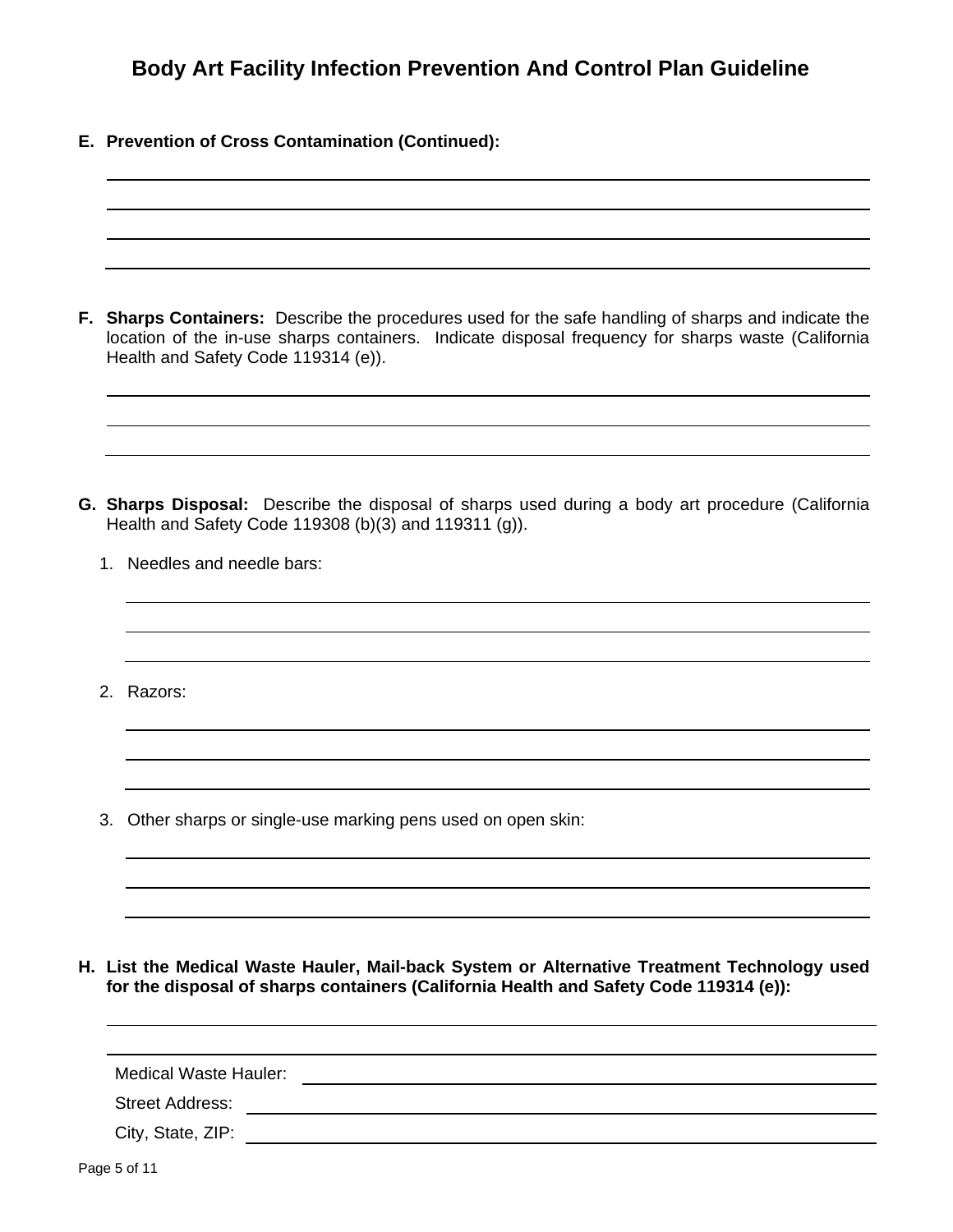# Body Art Facility Infection Prevention And Control Plan Guideline

**E. Prevention of Cross Contamination (Continued):**

**F. Sharps Containers:** Describe the procedures used for the safe handling of sharps and indicate the location of the in-use sharps containers. Indicate disposal frequency for sharps waste (California Health and Safety Code 119314 (e)).

**G. Sharps Disposal:** Describe the disposal of sharps used during a body art procedure (California Health and Safety Code 119308 (b)(3) and 119311 (g)).

1. Needles and needle bars:

2. Razors:

3. Other sharps or single-use marking pens used on open skin:

**H. List the Medical Waste Hauler, Mail-back System or Alternative Treatment Technology used for the disposal of sharps containers (California Health and Safety Code 119314 (e)):**

Medical Waste Hauler:

Street Address:

City, State, ZIP: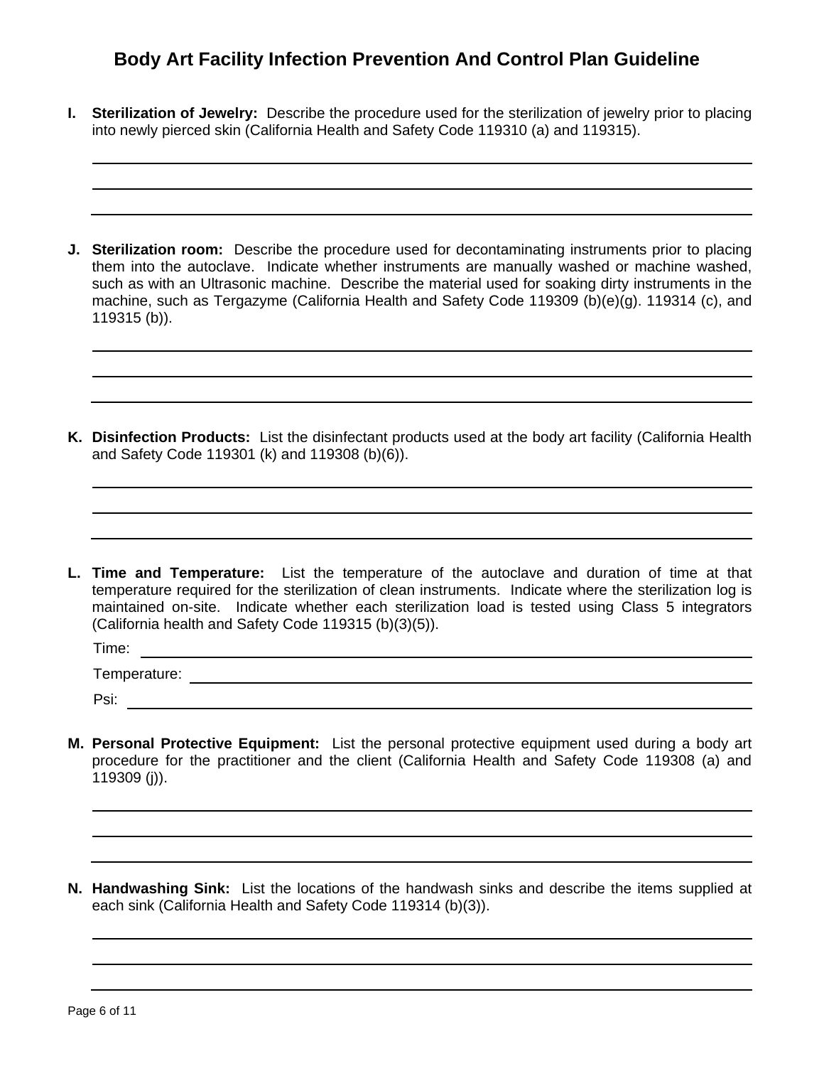# Body Art Facility Infection Prevention And Control Plan Guideline

**I. Sterilization of Jewelry:** Describe the procedure used for the sterilization of jewelry prior to placing into newly pierced skin (California Health and Safety Code 119310 (a) and 119315).

______________________________________________________________________

______________________________________________________________________

______________________________________________________________________

**J. Sterilization room:** Describe the procedure used for decontaminating instruments prior to placing them into the autoclave. Indicate whether instruments are manually washed or machine washed, such as with an Ultrasonic machine. Describe the material used for soaking dirty instruments in the machine, such as Tergazyme (California Health and Safety Code 119309 (b)(e)(g). 119314 (c), and 119315 (b)).

______________________________________________________________________

______________________________________________________________________

______________________________________________________________________

**K. Disinfection Products:** List the disinfectant products used at the body art facility (California Health and Safety Code 119301 (k) and 119308 (b)(6)).

______________________________________________________________________

______________________________________________________________________

______________________________________________________________________

**L. Time and Temperature:** List the temperature of the autoclave and duration of time at that temperature required for the sterilization of clean instruments. Indicate where the sterilization log is maintained on-site. Indicate whether each sterilization load is tested using Class 5 integrators (California health and Safety Code 119315 (b)(3)(5)).

Time: ______________________________________________________________

Temperature: ________________________________________________________

Psi: _______________________________________________________________

**M. Personal Protective Equipment:** List the personal protective equipment used during a body art procedure for the practitioner and the client (California Health and Safety Code 119308 (a) and 119309 (j)).

______________________________________________________________________

______________________________________________________________________

______________________________________________________________________

**N. Handwashing Sink:** List the locations of the handwash sinks and describe the items supplied at each sink (California Health and Safety Code 119314 (b)(3)).

______________________________________________________________________

______________________________________________________________________

______________________________________________________________________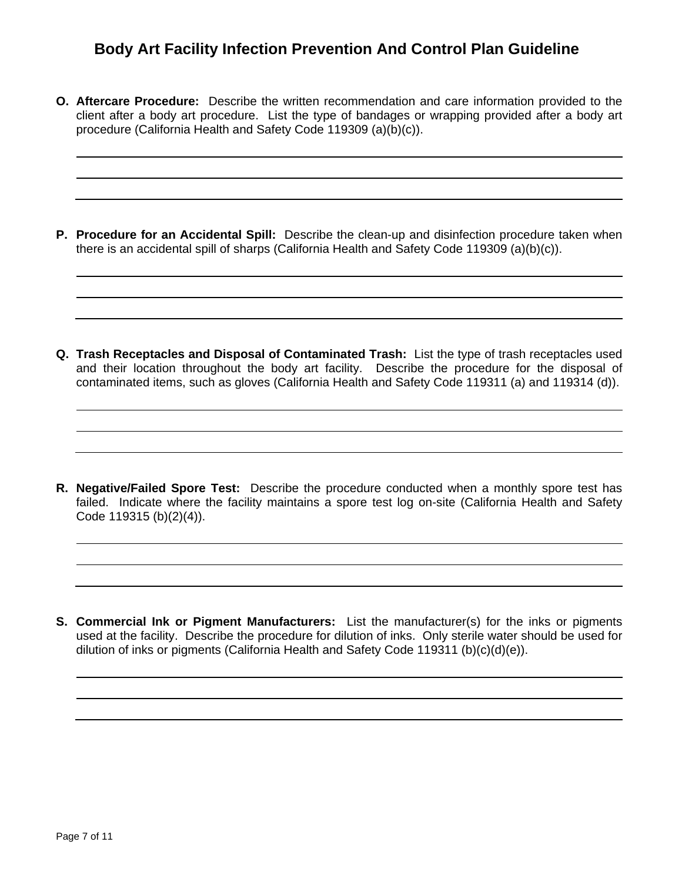# Body Art Facility Infection Prevention And Control Plan Guideline

**O. Aftercare Procedure:** Describe the written recommendation and care information provided to the client after a body art procedure. List the type of bandages or wrapping provided after a body art procedure (California Health and Safety Code 119309 (a)(b)(c)).

**P. Procedure for an Accidental Spill:** Describe the clean-up and disinfection procedure taken when there is an accidental spill of sharps (California Health and Safety Code 119309 (a)(b)(c)).

**Q. Trash Receptacles and Disposal of Contaminated Trash:** List the type of trash receptacles used and their location throughout the body art facility. Describe the procedure for the disposal of contaminated items, such as gloves (California Health and Safety Code 119311 (a) and 119314 (d)).

**R. Negative/Failed Spore Test:** Describe the procedure conducted when a monthly spore test has failed. Indicate where the facility maintains a spore test log on-site (California Health and Safety Code 119315 (b)(2)(4)).

**S. Commercial Ink or Pigment Manufacturers:** List the manufacturer(s) for the inks or pigments used at the facility. Describe the procedure for dilution of inks. Only sterile water should be used for dilution of inks or pigments (California Health and Safety Code 119311 (b)(c)(d)(e)).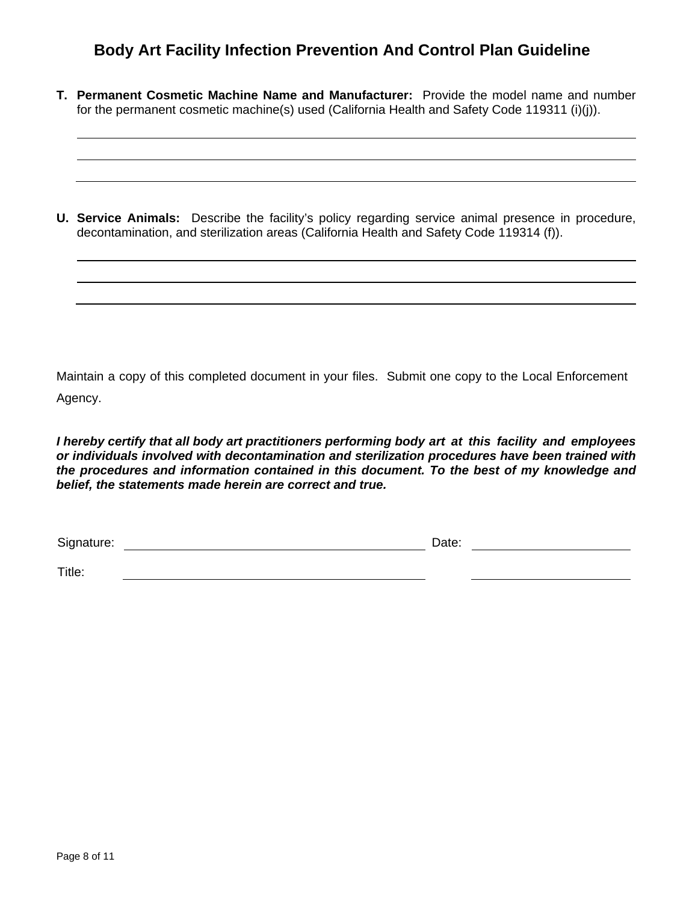# Body Art Facility Infection Prevention And Control Plan Guideline

**T. Permanent Cosmetic Machine Name and Manufacturer:** Provide the model name and number for the permanent cosmetic machine(s) used (California Health and Safety Code 119311 (i)(j)).

\_\_\_\_\_\_\_\_\_\_\_\_\_\_\_\_\_\_\_\_\_\_\_\_\_\_\_\_\_\_\_\_\_\_\_\_\_\_\_\_\_\_\_\_\_\_\_\_\_\_\_\_\_\_\_\_\_\_\_\_

\_\_\_\_\_\_\_\_\_\_\_\_\_\_\_\_\_\_\_\_\_\_\_\_\_\_\_\_\_\_\_\_\_\_\_\_\_\_\_\_\_\_\_\_\_\_\_\_\_\_\_\_\_\_\_\_\_\_\_\_

\_\_\_\_\_\_\_\_\_\_\_\_\_\_\_\_\_\_\_\_\_\_\_\_\_\_\_\_\_\_\_\_\_\_\_\_\_\_\_\_\_\_\_\_\_\_\_\_\_\_\_\_\_\_\_\_\_\_\_\_

**U. Service Animals:** Describe the facility's policy regarding service animal presence in procedure, decontamination, and sterilization areas (California Health and Safety Code 119314 (f)).

\_\_\_\_\_\_\_\_\_\_\_\_\_\_\_\_\_\_\_\_\_\_\_\_\_\_\_\_\_\_\_\_\_\_\_\_\_\_\_\_\_\_\_\_\_\_\_\_\_\_\_\_\_\_\_\_\_\_\_\_

\_\_\_\_\_\_\_\_\_\_\_\_\_\_\_\_\_\_\_\_\_\_\_\_\_\_\_\_\_\_\_\_\_\_\_\_\_\_\_\_\_\_\_\_\_\_\_\_\_\_\_\_\_\_\_\_\_\_\_\_

\_\_\_\_\_\_\_\_\_\_\_\_\_\_\_\_\_\_\_\_\_\_\_\_\_\_\_\_\_\_\_\_\_\_\_\_\_\_\_\_\_\_\_\_\_\_\_\_\_\_\_\_\_\_\_\_\_\_\_\_

Maintain a copy of this completed document in your files. Submit one copy to the Local Enforcement Agency.

***I hereby certify that all body art practitioners performing body art at this facility and employees or individuals involved with decontamination and sterilization procedures have been trained with the procedures and information contained in this document. To the best of my knowledge and belief, the statements made herein are correct and true.***

Signature: \_\_\_\_\_\_\_\_\_\_\_\_\_\_\_\_\_\_\_\_\_\_\_\_\_\_\_\_\_\_ Date: \_\_\_\_\_\_\_\_\_\_\_\_\_\_\_\_

Title: \_\_\_\_\_\_\_\_\_\_\_\_\_\_\_\_\_\_\_\_\_\_\_\_\_\_\_\_\_\_ \_\_\_\_\_\_\_\_\_\_\_\_\_\_\_\_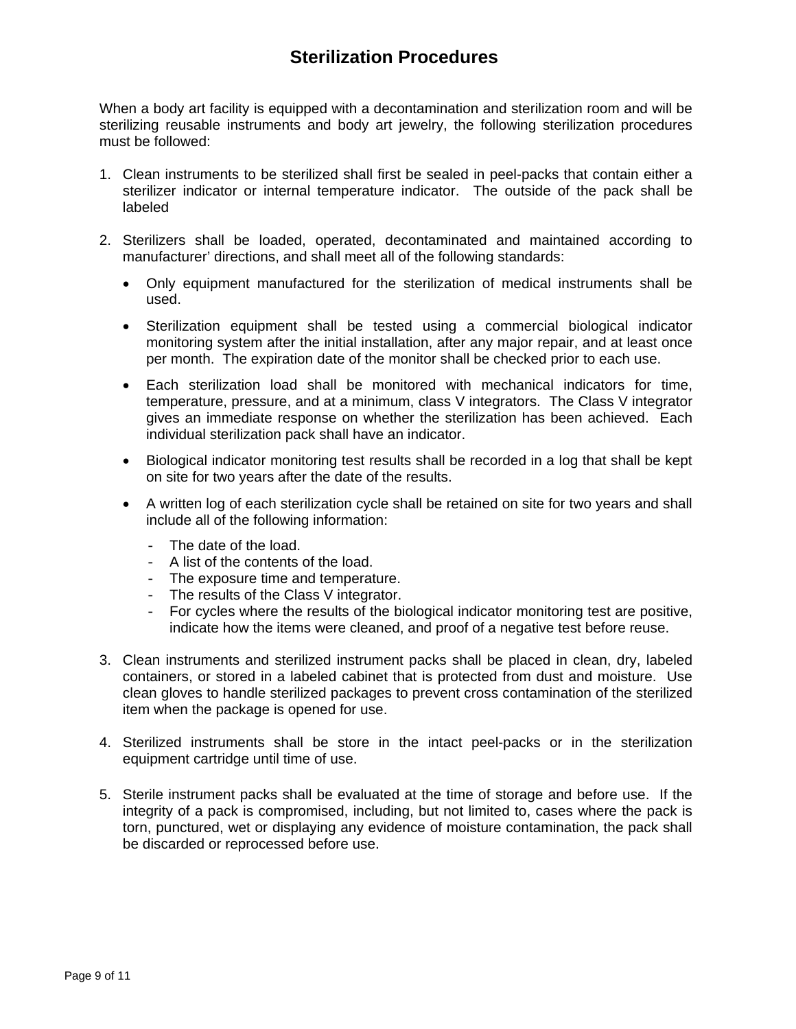# Sterilization Procedures

When a body art facility is equipped with a decontamination and sterilization room and will be sterilizing reusable instruments and body art jewelry, the following sterilization procedures must be followed:

1. Clean instruments to be sterilized shall first be sealed in peel-packs that contain either a sterilizer indicator or internal temperature indicator. The outside of the pack shall be labeled

2. Sterilizers shall be loaded, operated, decontaminated and maintained according to manufacturer' directions, and shall meet all of the following standards:

   - Only equipment manufactured for the sterilization of medical instruments shall be used.
   - Sterilization equipment shall be tested using a commercial biological indicator monitoring system after the initial installation, after any major repair, and at least once per month. The expiration date of the monitor shall be checked prior to each use.
   - Each sterilization load shall be monitored with mechanical indicators for time, temperature, pressure, and at a minimum, class V integrators. The Class V integrator gives an immediate response on whether the sterilization has been achieved. Each individual sterilization pack shall have an indicator.
   - Biological indicator monitoring test results shall be recorded in a log that shall be kept on site for two years after the date of the results.
   - A written log of each sterilization cycle shall be retained on site for two years and shall include all of the following information:
     - The date of the load.
     - A list of the contents of the load.
     - The exposure time and temperature.
     - The results of the Class V integrator.
     - For cycles where the results of the biological indicator monitoring test are positive, indicate how the items were cleaned, and proof of a negative test before reuse.

3. Clean instruments and sterilized instrument packs shall be placed in clean, dry, labeled containers, or stored in a labeled cabinet that is protected from dust and moisture. Use clean gloves to handle sterilized packages to prevent cross contamination of the sterilized item when the package is opened for use.

4. Sterilized instruments shall be store in the intact peel-packs or in the sterilization equipment cartridge until time of use.

5. Sterile instrument packs shall be evaluated at the time of storage and before use. If the integrity of a pack is compromised, including, but not limited to, cases where the pack is torn, punctured, wet or displaying any evidence of moisture contamination, the pack shall be discarded or reprocessed before use.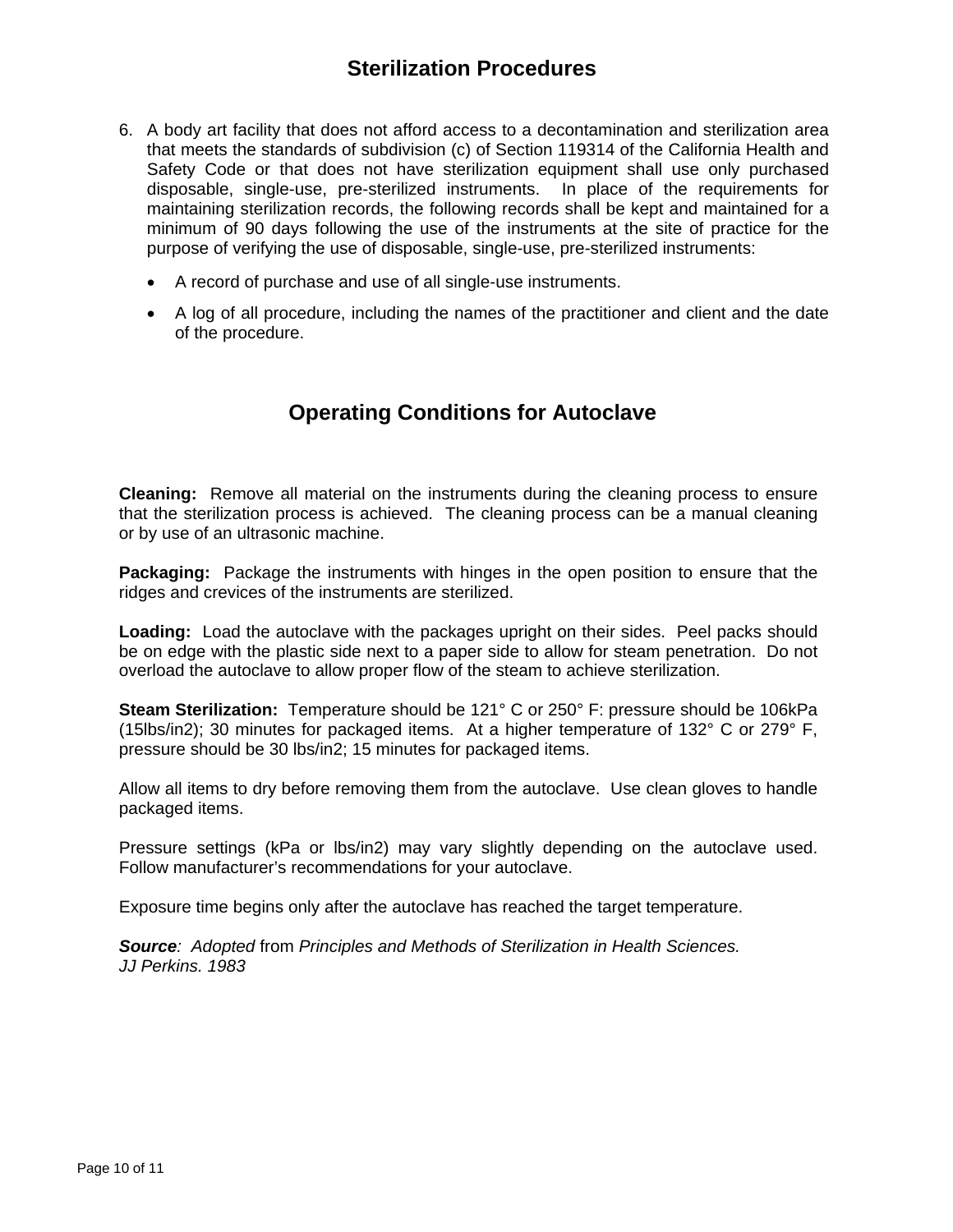## Sterilization Procedures

6. A body art facility that does not afford access to a decontamination and sterilization area that meets the standards of subdivision (c) of Section 119314 of the California Health and Safety Code or that does not have sterilization equipment shall use only purchased disposable, single-use, pre-sterilized instruments. In place of the requirements for maintaining sterilization records, the following records shall be kept and maintained for a minimum of 90 days following the use of the instruments at the site of practice for the purpose of verifying the use of disposable, single-use, pre-sterilized instruments:

   - A record of purchase and use of all single-use instruments.
   - A log of all procedure, including the names of the practitioner and client and the date of the procedure.

## Operating Conditions for Autoclave

**Cleaning:** Remove all material on the instruments during the cleaning process to ensure that the sterilization process is achieved. The cleaning process can be a manual cleaning or by use of an ultrasonic machine.

**Packaging:** Package the instruments with hinges in the open position to ensure that the ridges and crevices of the instruments are sterilized.

**Loading:** Load the autoclave with the packages upright on their sides. Peel packs should be on edge with the plastic side next to a paper side to allow for steam penetration. Do not overload the autoclave to allow proper flow of the steam to achieve sterilization.

**Steam Sterilization:** Temperature should be 121° C or 250° F: pressure should be 106kPa (15lbs/in2); 30 minutes for packaged items. At a higher temperature of 132° C or 279° F, pressure should be 30 lbs/in2; 15 minutes for packaged items.

Allow all items to dry before removing them from the autoclave. Use clean gloves to handle packaged items.

Pressure settings (kPa or lbs/in2) may vary slightly depending on the autoclave used. Follow manufacturer's recommendations for your autoclave.

Exposure time begins only after the autoclave has reached the target temperature.

***Source**: Adopted* from *Principles and Methods of Sterilization in Health Sciences. JJ Perkins. 1983*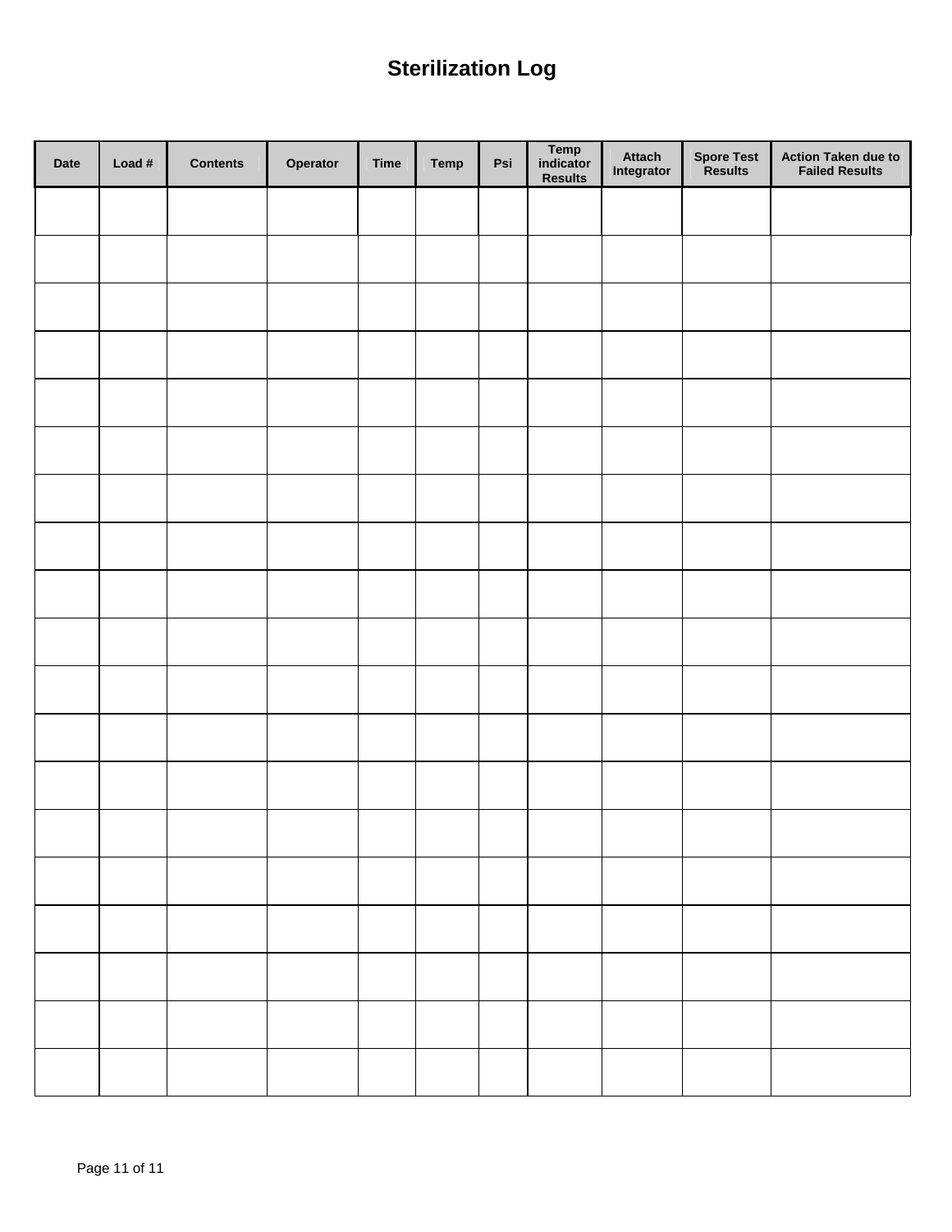# Sterilization Log

| Date | Load # | Contents | Operator | Time | Temp | Psi | Temp indicator Results | Attach Integrator | Spore Test Results | Action Taken due to Failed Results |
|---|---|---|---|---|---|---|---|---|---|---|
| | | | | | | | | | | |
| | | | | | | | | | | |
| | | | | | | | | | | |
| | | | | | | | | | | |
| | | | | | | | | | | |
| | | | | | | | | | | |
| | | | | | | | | | | |
| | | | | | | | | | | |
| | | | | | | | | | | |
| | | | | | | | | | | |
| | | | | | | | | | | |
| | | | | | | | | | | |
| | | | | | | | | | | |
| | | | | | | | | | | |
| | | | | | | | | | | |
| | | | | | | | | | | |
| | | | | | | | | | | |
| | | | | | | | | | | |
| | | | | | | | | | | |